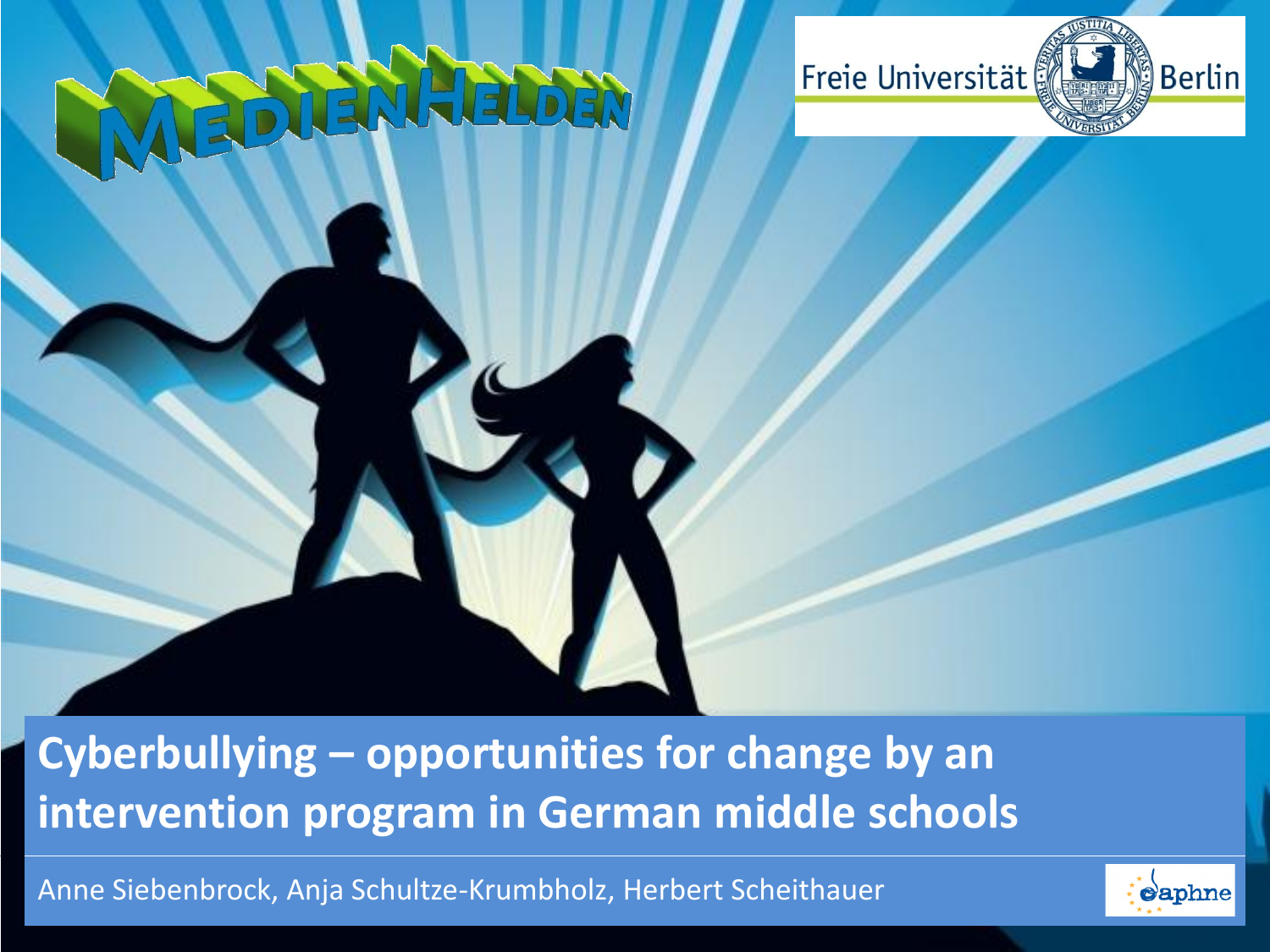MEDIENHELDEN

Freie Universität Berlin

# Cyberbullying – opportunities for change by an intervention program in German middle schools

Anne Siebenbrock, Anja Schultze-Krumbholz, Herbert Scheithauer

daphne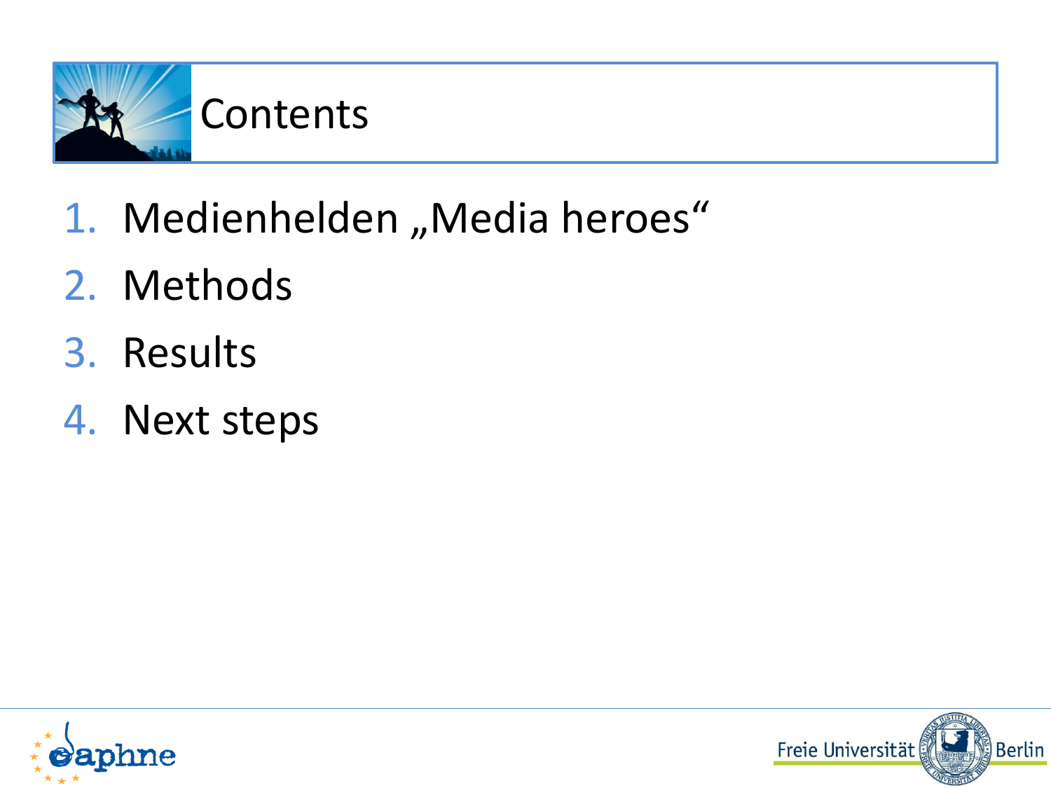# Contents

1. Medienhelden „Media heroes“
2. Methods
3. Results
4. Next steps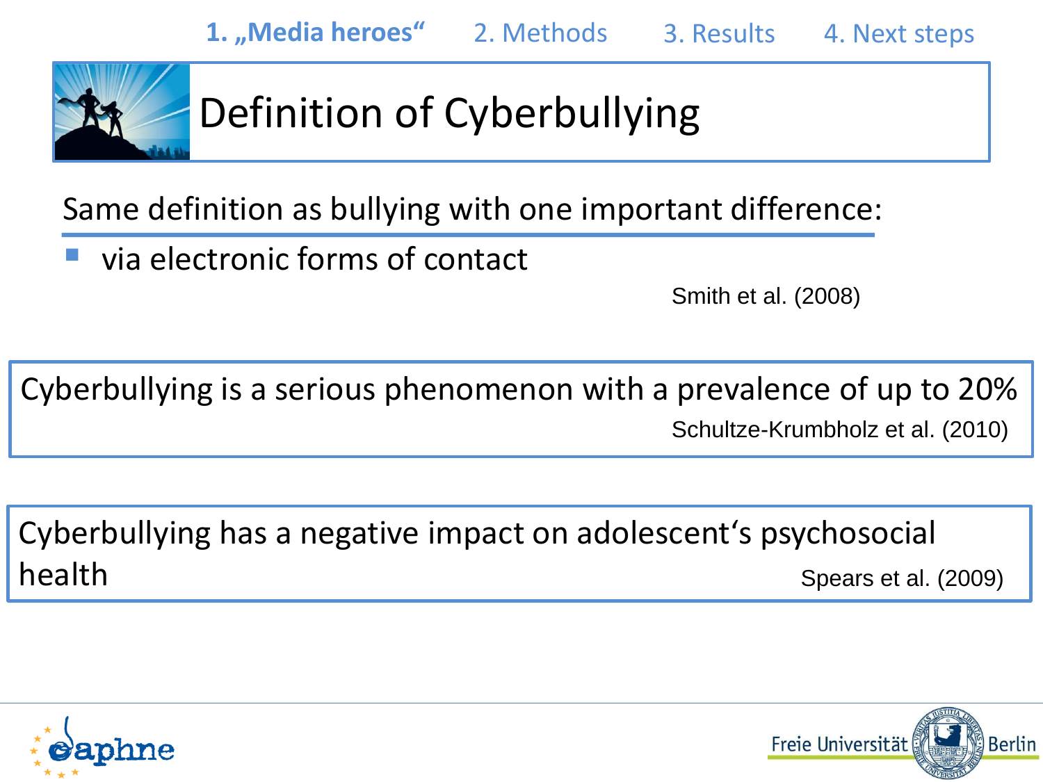1. „Media heroes“ 2. Methods 3. Results 4. Next steps

# Definition of Cyberbullying

Same definition as bullying with one important difference:

- via electronic forms of contact

Smith et al. (2008)

Cyberbullying is a serious phenomenon with a prevalence of up to 20%

Schultze-Krumbholz et al. (2010)

Cyberbullying has a negative impact on adolescent‘s psychosocial health

Spears et al. (2009)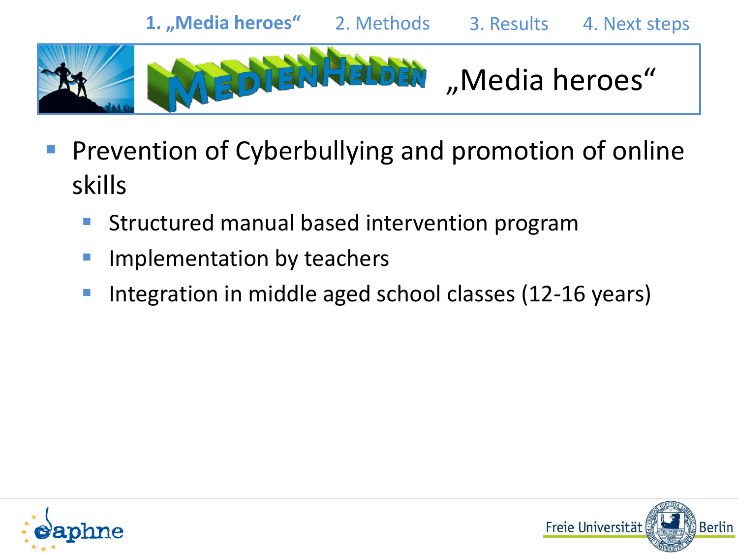1. „Media heroes“ 2. Methods 3. Results 4. Next steps

# MEDIENHELDEN „Media heroes“

- Prevention of Cyberbullying and promotion of online skills
  - Structured manual based intervention program
  - Implementation by teachers
  - Integration in middle aged school classes (12-16 years)

daphne

Freie Universität Berlin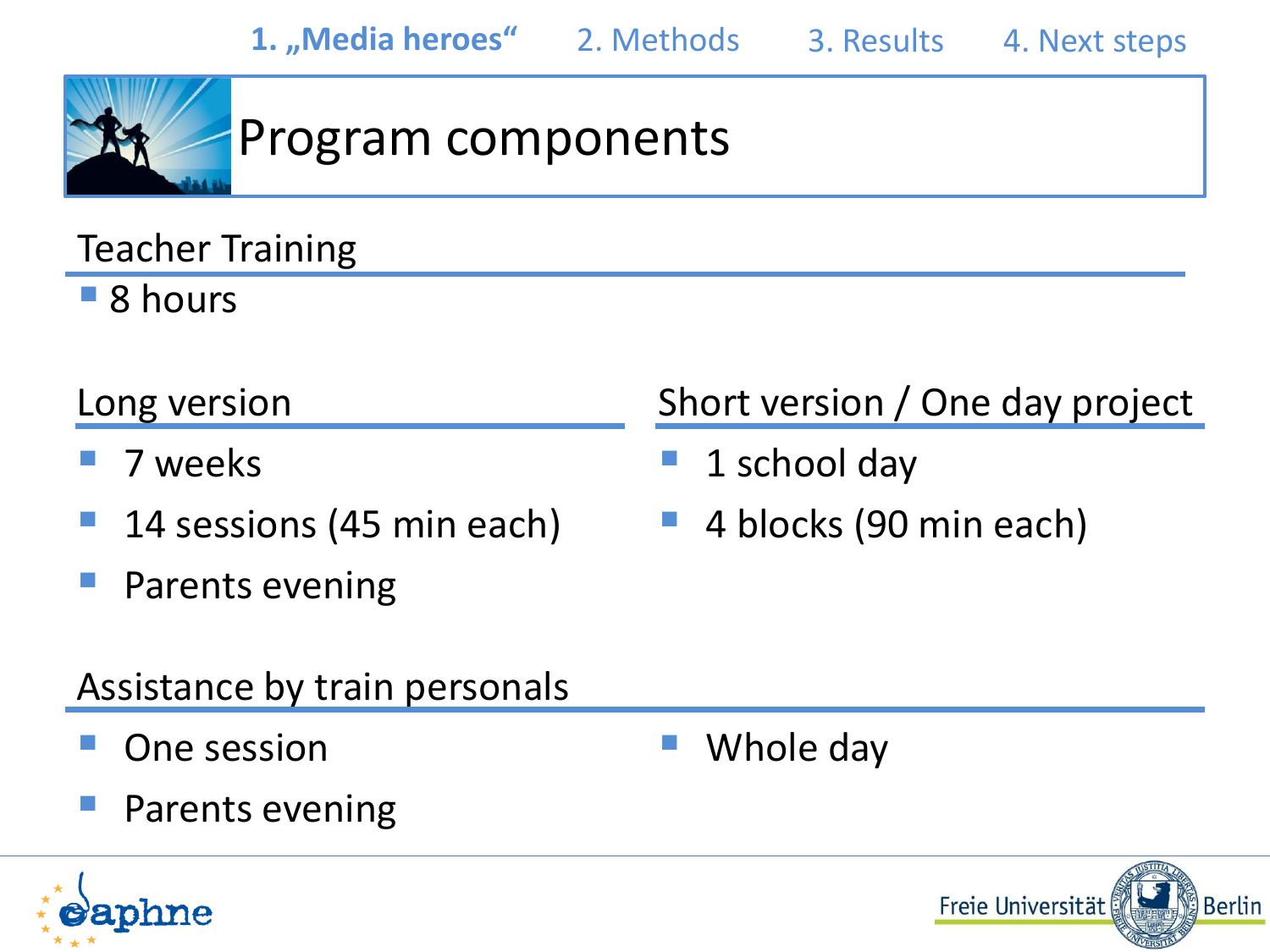1. „Media heroes“ 2. Methods 3. Results 4. Next steps

# Program components

## Teacher Training

- 8 hours

## Long version

- 7 weeks
- 14 sessions (45 min each)
- Parents evening

## Short version / One day project

- 1 school day
- 4 blocks (90 min each)

## Assistance by train personals

- One session
- Parents evening
- Whole day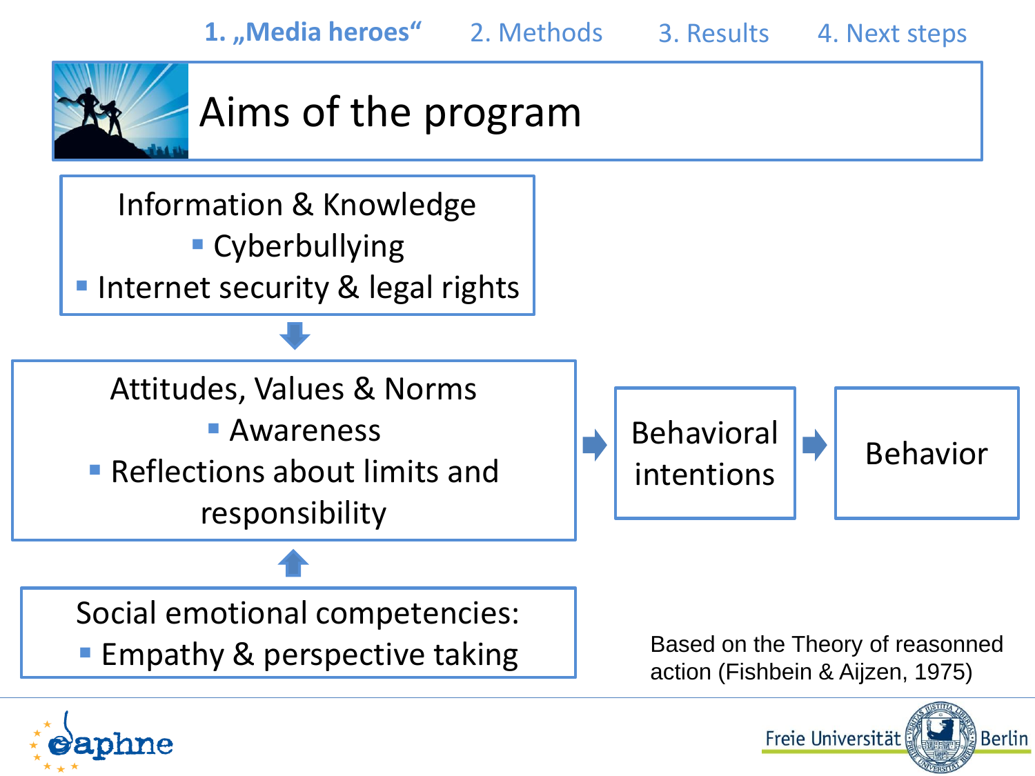1. „Media heroes“ | 2. Methods | 3. Results | 4. Next steps

# Aims of the program

**Information & Knowledge**
- Cyberbullying
- Internet security & legal rights

↓

**Attitudes, Values & Norms**
- Awareness
- Reflections about limits and responsibility

→ **Behavioral intentions** → **Behavior**

↑

**Social emotional competencies:**
- Empathy & perspective taking

Based on the Theory of reasonned action (Fishbein & Aijzen, 1975)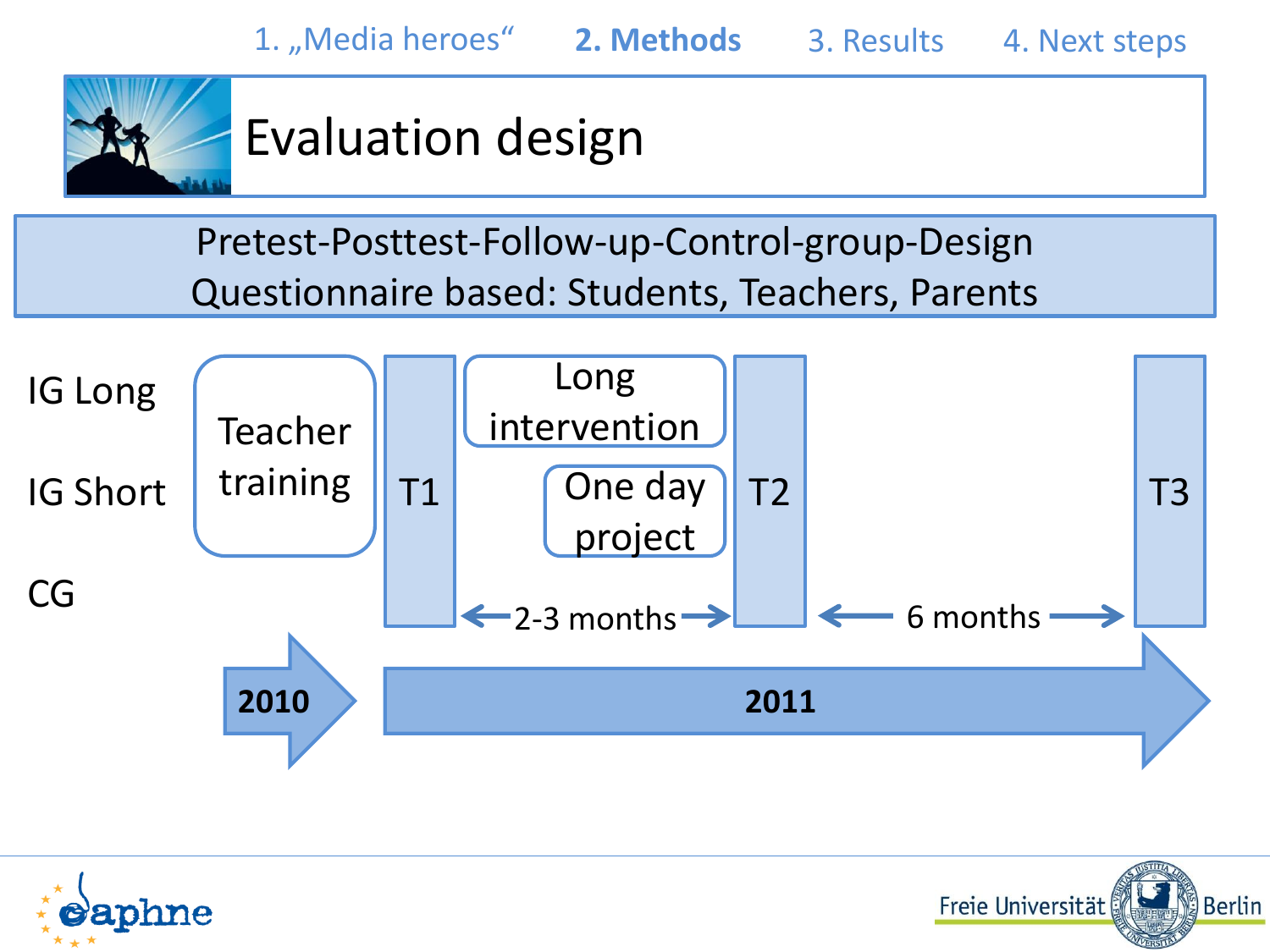1. „Media heroes“ **2. Methods** 3. Results 4. Next steps

# Evaluation design

**Pretest-Posttest-Follow-up-Control-group-Design**
**Questionnaire based: Students, Teachers, Parents**

| | 2010 | 2011 | | | | |
|---|---|---|---|---|---|---|
| IG Long | Teacher training | T1 | Long intervention | T2 | | T3 |
| IG Short | Teacher training | T1 | One day project | T2 | | T3 |
| CG | | T1 | | T2 | | T3 |
| | | | ← 2-3 months → | | ← 6 months → | |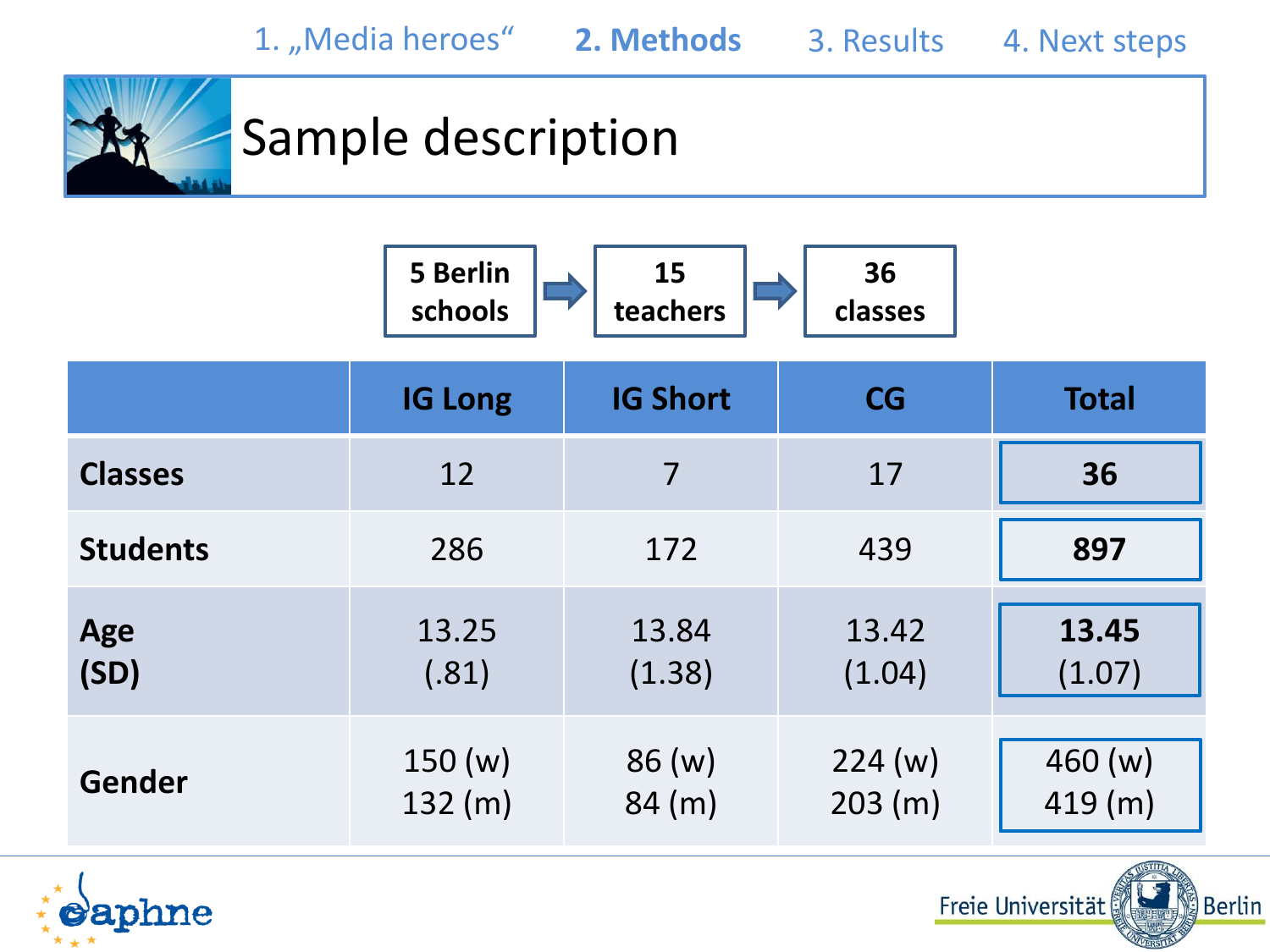1. „Media heroes" **2. Methods** 3. Results 4. Next steps

# Sample description

**5 Berlin schools** → **15 teachers** → **36 classes**

| | IG Long | IG Short | CG | Total |
|---|---|---|---|---|
| **Classes** | 12 | 7 | 17 | **36** |
| **Students** | 286 | 172 | 439 | **897** |
| **Age (SD)** | 13.25 (.81) | 13.84 (1.38) | 13.42 (1.04) | **13.45** (1.07) |
| **Gender** | 150 (w) 132 (m) | 86 (w) 84 (m) | 224 (w) 203 (m) | 460 (w) 419 (m) |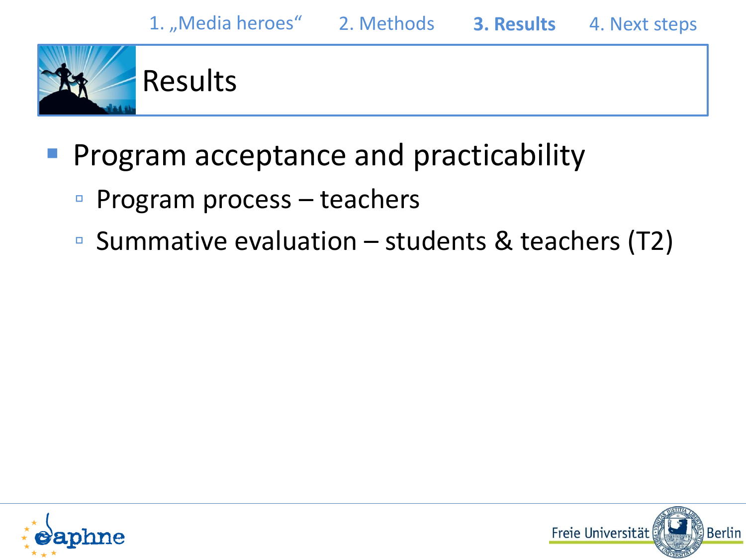# Results

- Program acceptance and practicability
  - Program process – teachers
  - Summative evaluation – students & teachers (T2)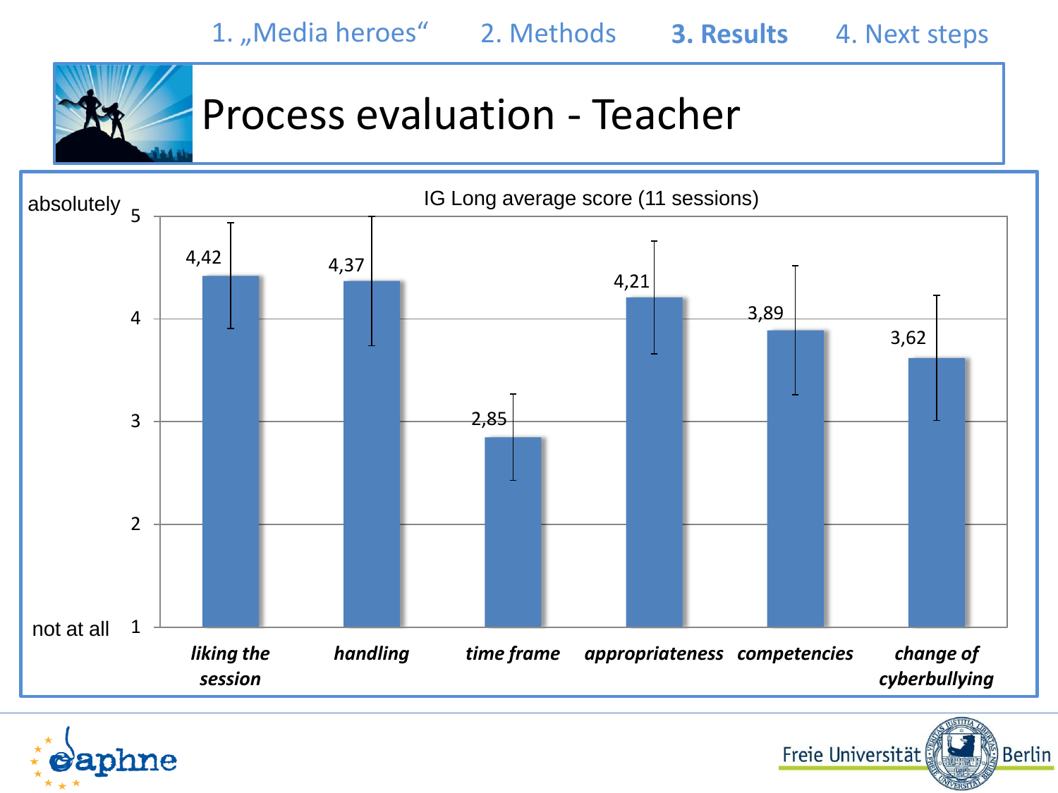1. „Media heroes“ 2. Methods **3. Results** 4. Next steps

# Process evaluation - Teacher

IG Long average score (11 sessions)

Scale: 1 = not at all, 5 = absolutely

| Item | Score |
|---|---|
| *liking the session* | 4,42 |
| *handling* | 4,37 |
| *time frame* | 2,85 |
| *appropriateness* | 4,21 |
| *competencies* | 3,89 |
| *change of cyberbullying* | 3,62 |

daphne

Freie Universität Berlin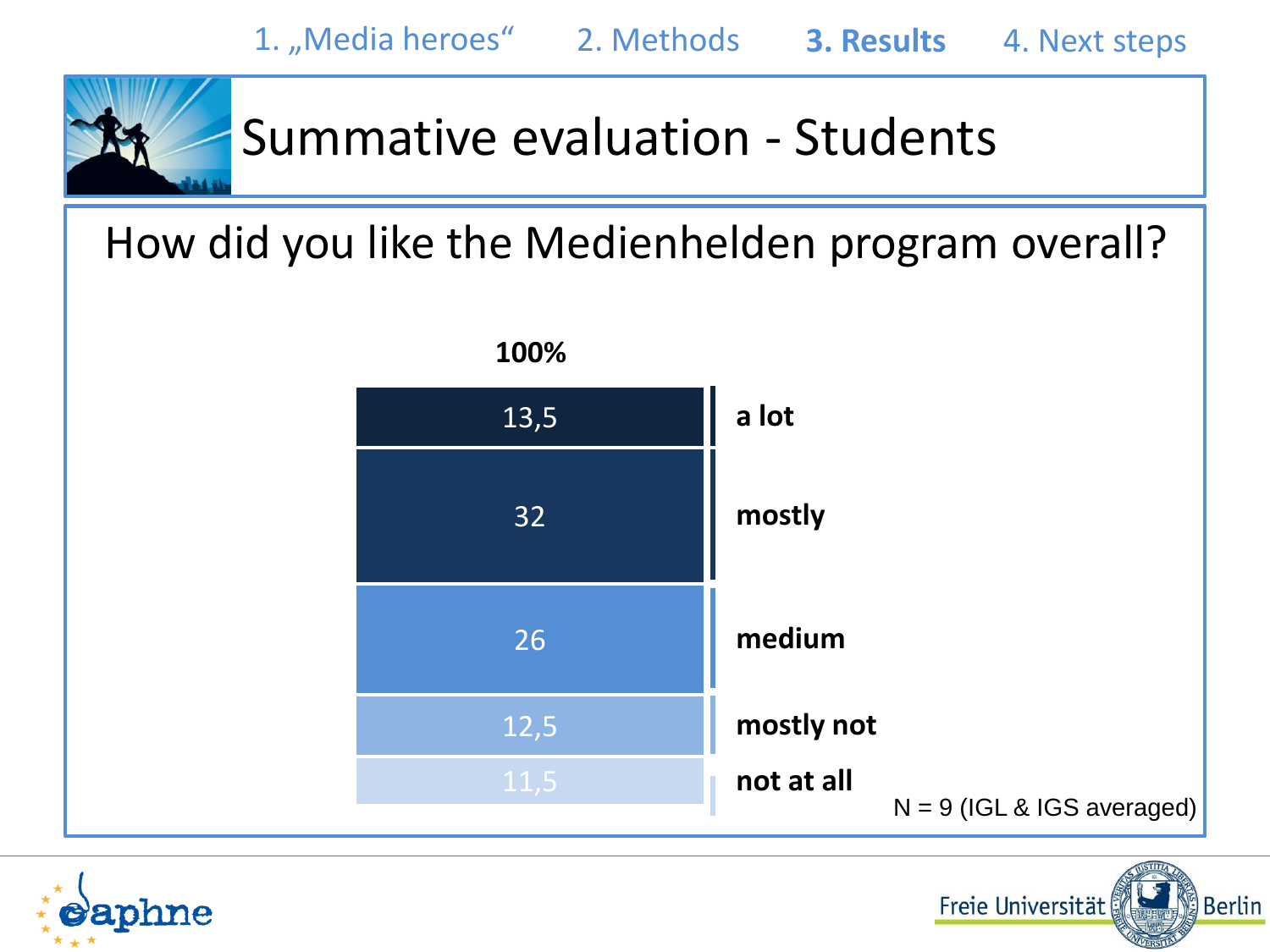1. „Media heroes" 2. Methods **3. Results** 4. Next steps

# Summative evaluation - Students

## How did you like the Medienhelden program overall?

**100%**

| Response | % |
|---|---|
| **a lot** | 13,5 |
| **mostly** | 32 |
| **medium** | 26 |
| **mostly not** | 12,5 |
| **not at all** | 11,5 |

N = 9 (IGL & IGS averaged)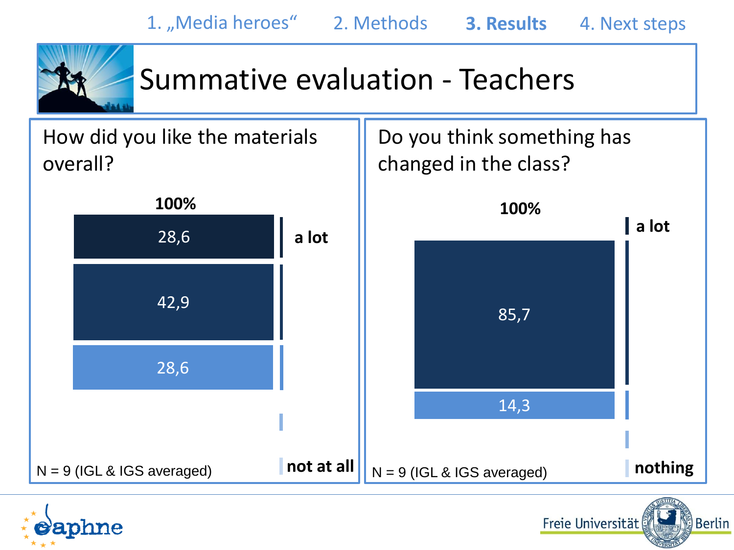1. „Media heroes" 2. Methods **3. Results** 4. Next steps

# Summative evaluation - Teachers

## How did you like the materials overall?

**100%**

| Value | Scale |
|---|---|
| 28,6 | **a lot** |
| 42,9 | |
| 28,6 | |
| | |
| | **not at all** |

N = 9 (IGL & IGS averaged)

## Do you think something has changed in the class?

**100%**

| Value | Scale |
|---|---|
| | **a lot** |
| 85,7 | |
| 14,3 | |
| | |
| | **nothing** |

N = 9 (IGL & IGS averaged)

daphne

Freie Universität Berlin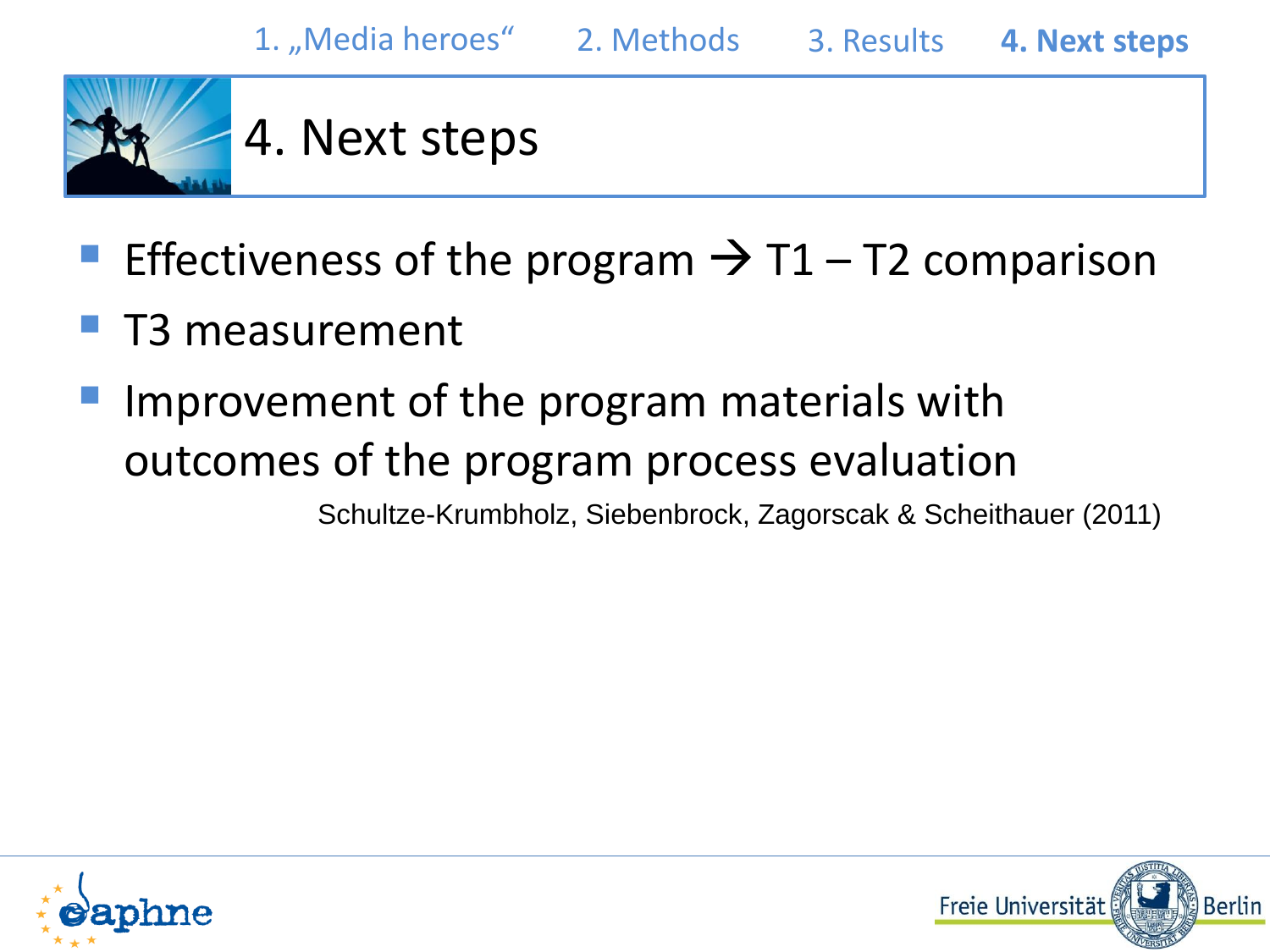# 4. Next steps

- Effectiveness of the program → T1 – T2 comparison
- T3 measurement
- Improvement of the program materials with outcomes of the program process evaluation

Schultze-Krumbholz, Siebenbrock, Zagorscak & Scheithauer (2011)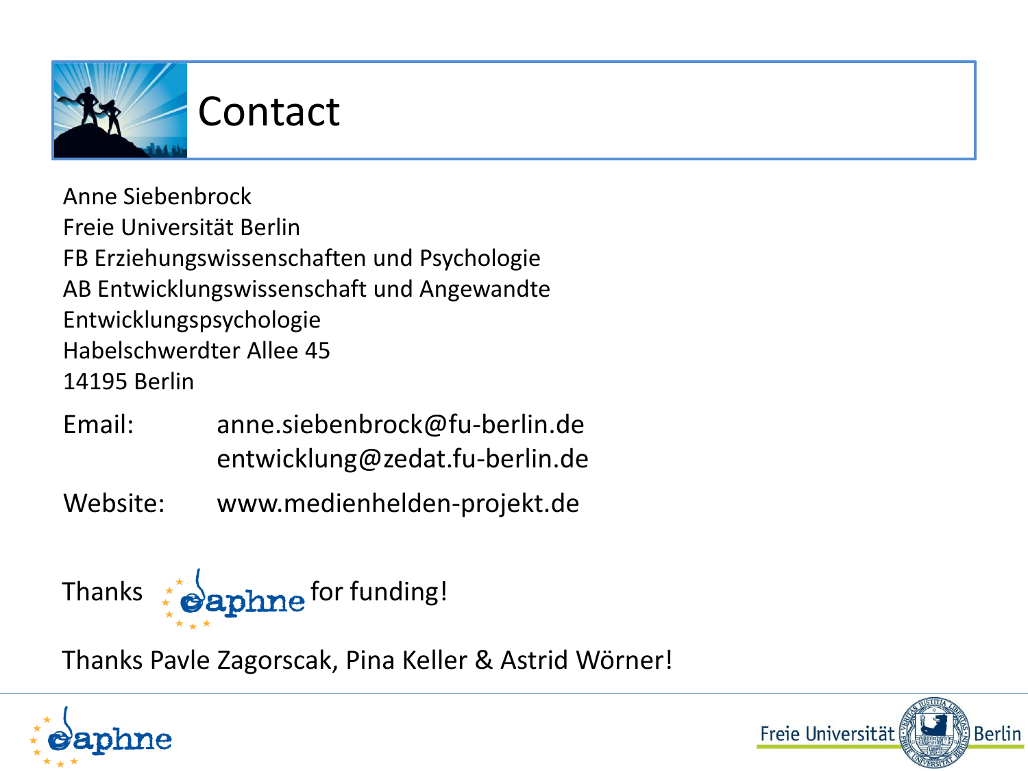# Contact

Anne Siebenbrock
Freie Universität Berlin
FB Erziehungswissenschaften und Psychologie
AB Entwicklungswissenschaft und Angewandte Entwicklungspsychologie
Habelschwerdter Allee 45
14195 Berlin

Email: anne.siebenbrock@fu-berlin.de
entwicklung@zedat.fu-berlin.de

Website: www.medienhelden-projekt.de

Thanks daphne for funding!

Thanks Pavle Zagorscak, Pina Keller & Astrid Wörner!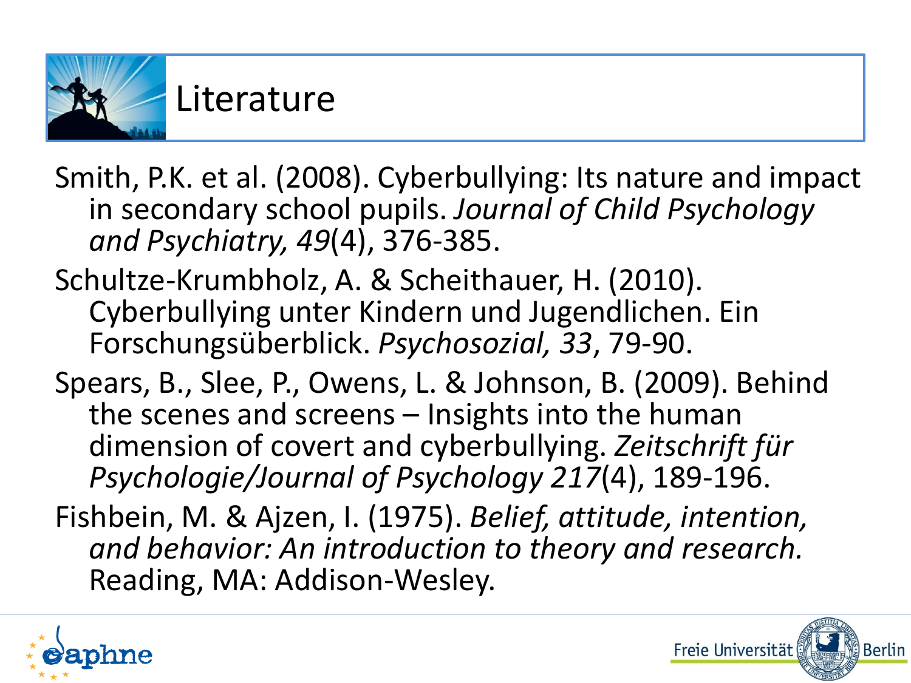# Literature

Smith, P.K. et al. (2008). Cyberbullying: Its nature and impact in secondary school pupils. *Journal of Child Psychology and Psychiatry, 49*(4), 376-385.

Schultze-Krumbholz, A. & Scheithauer, H. (2010). Cyberbullying unter Kindern und Jugendlichen. Ein Forschungsüberblick. *Psychosozial, 33*, 79-90.

Spears, B., Slee, P., Owens, L. & Johnson, B. (2009). Behind the scenes and screens – Insights into the human dimension of covert and cyberbullying. *Zeitschrift für Psychologie/Journal of Psychology 217*(4), 189-196.

Fishbein, M. & Ajzen, I. (1975). *Belief, attitude, intention, and behavior: An introduction to theory and research.* Reading, MA: Addison-Wesley.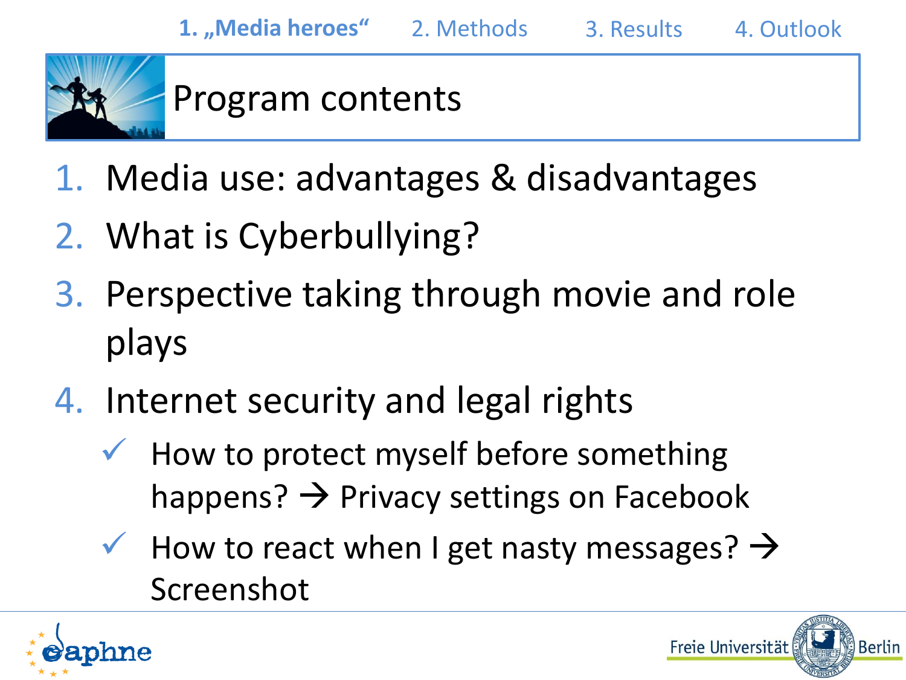1. „Media heroes“ 2. Methods 3. Results 4. Outlook

## Program contents

1. Media use: advantages & disadvantages
2. What is Cyberbullying?
3. Perspective taking through movie and role plays
4. Internet security and legal rights
   - ✓ How to protect myself before something happens? → Privacy settings on Facebook
   - ✓ How to react when I get nasty messages? → Screenshot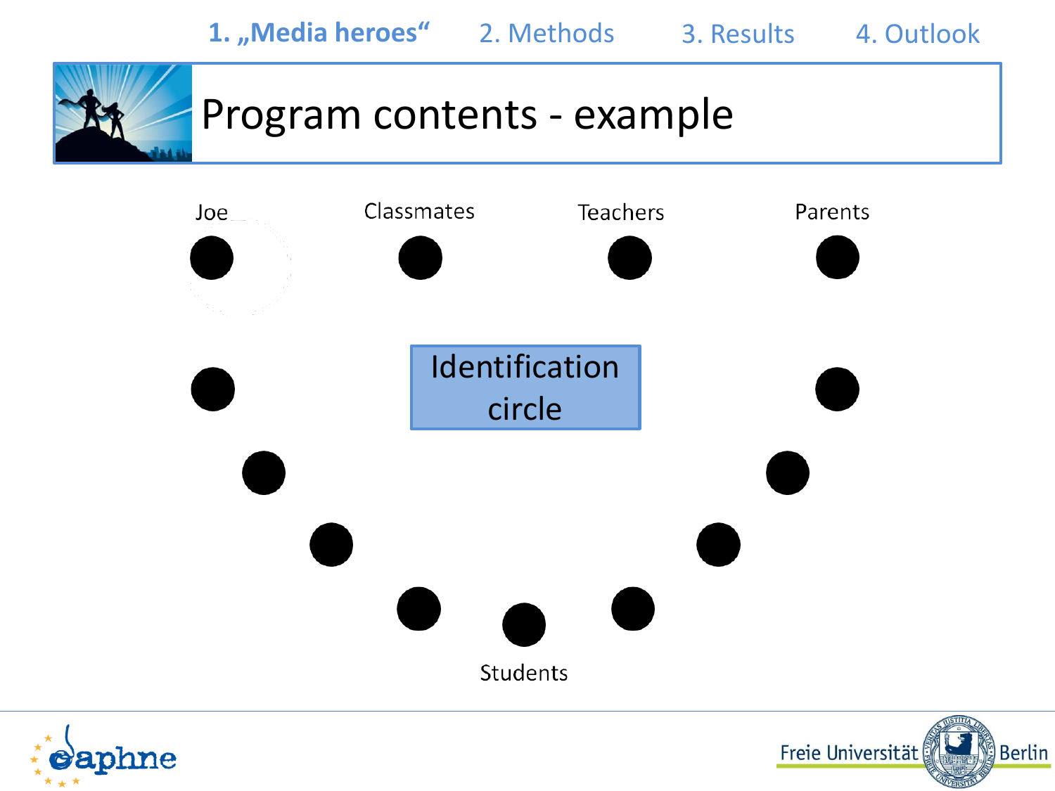1. „Media heroes" 2. Methods 3. Results 4. Outlook

# Program contents - example

Joe

Classmates

Teachers

Parents

Identification circle

Students